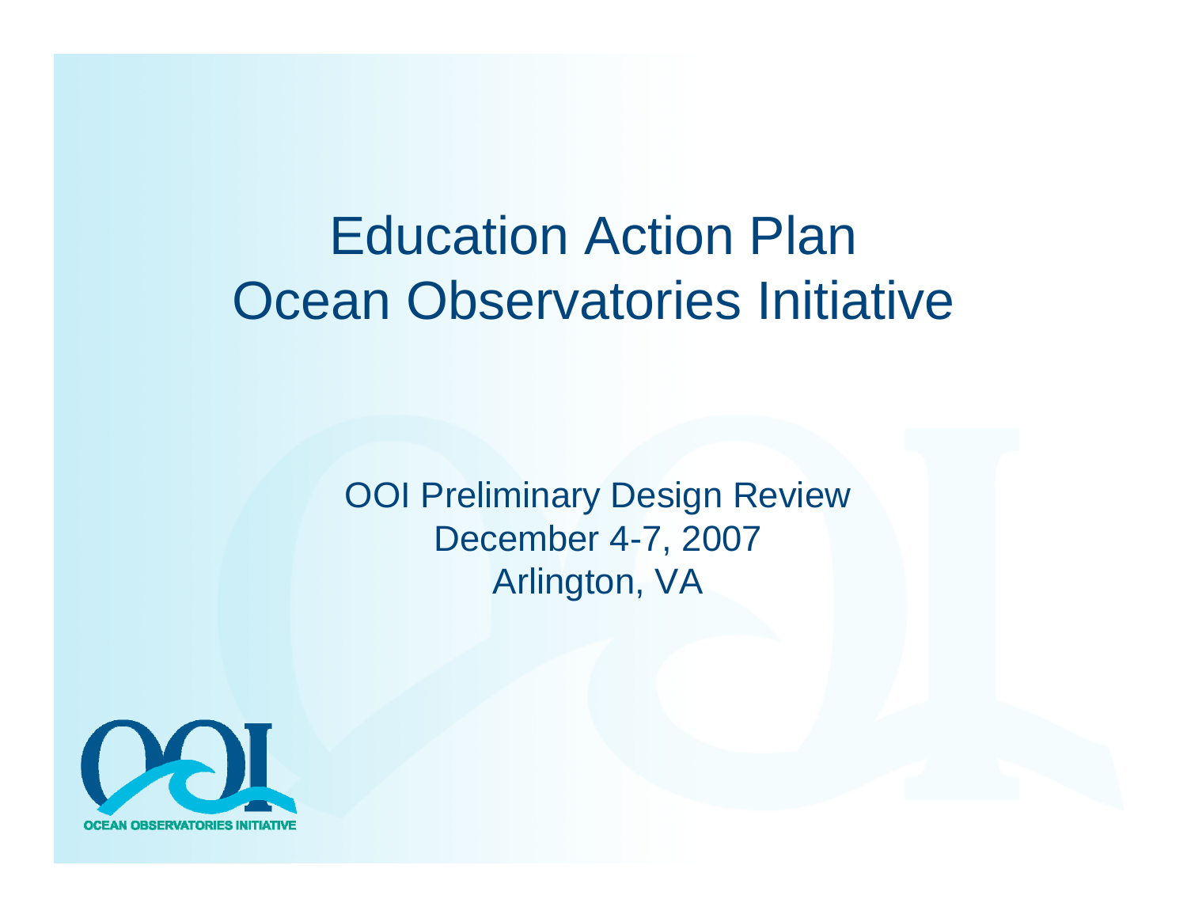# Education Action Plan
# Ocean Observatories Initiative

OOI Preliminary Design Review
December 4-7, 2007
Arlington, VA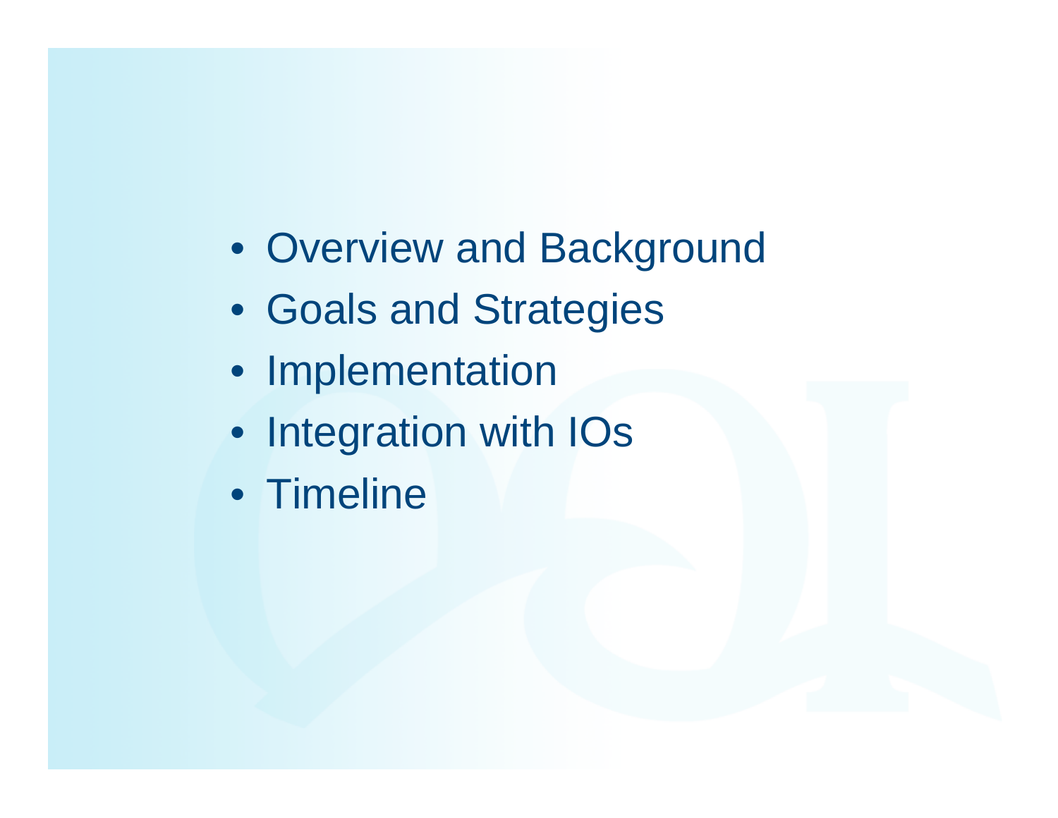- Overview and Background
- Goals and Strategies
- Implementation
- Integration with IOs
- Timeline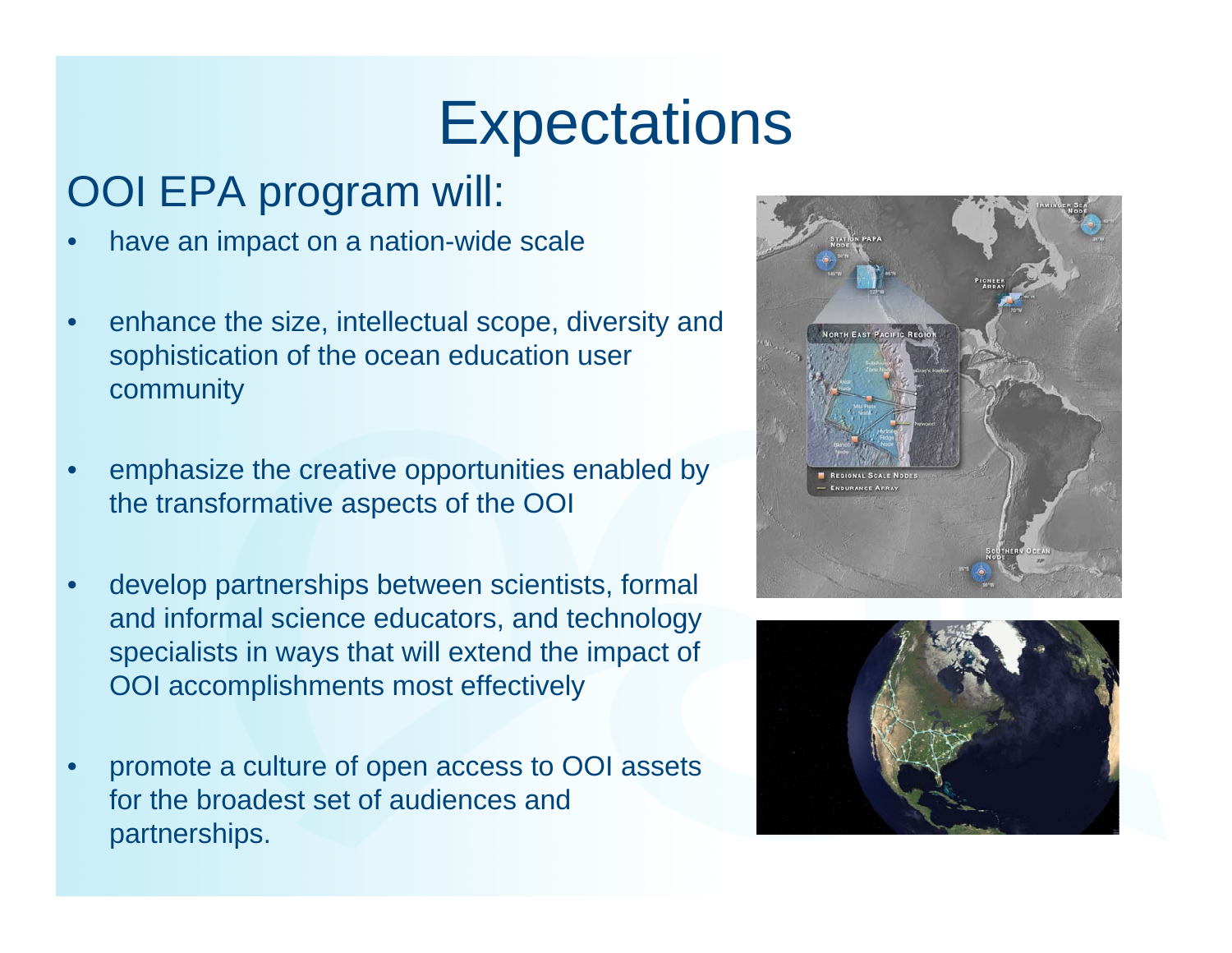# Expectations

## OOI EPA program will:

- have an impact on a nation-wide scale
- enhance the size, intellectual scope, diversity and sophistication of the ocean education user community
- emphasize the creative opportunities enabled by the transformative aspects of the OOI
- develop partnerships between scientists, formal and informal science educators, and technology specialists in ways that will extend the impact of OOI accomplishments most effectively
- promote a culture of open access to OOI assets for the broadest set of audiences and partnerships.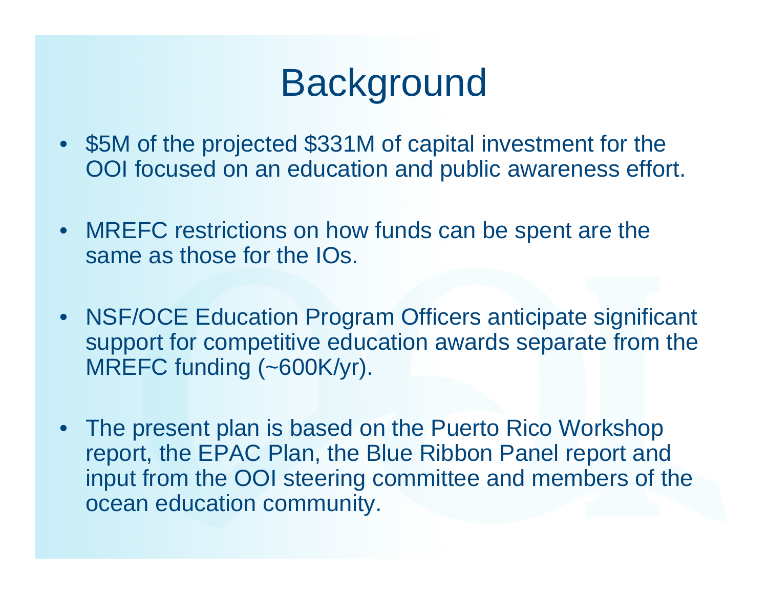# Background

- $5M of the projected $331M of capital investment for the OOI focused on an education and public awareness effort.

- MREFC restrictions on how funds can be spent are the same as those for the IOs.

- NSF/OCE Education Program Officers anticipate significant support for competitive education awards separate from the MREFC funding (~600K/yr).

- The present plan is based on the Puerto Rico Workshop report, the EPAC Plan, the Blue Ribbon Panel report and input from the OOI steering committee and members of the ocean education community.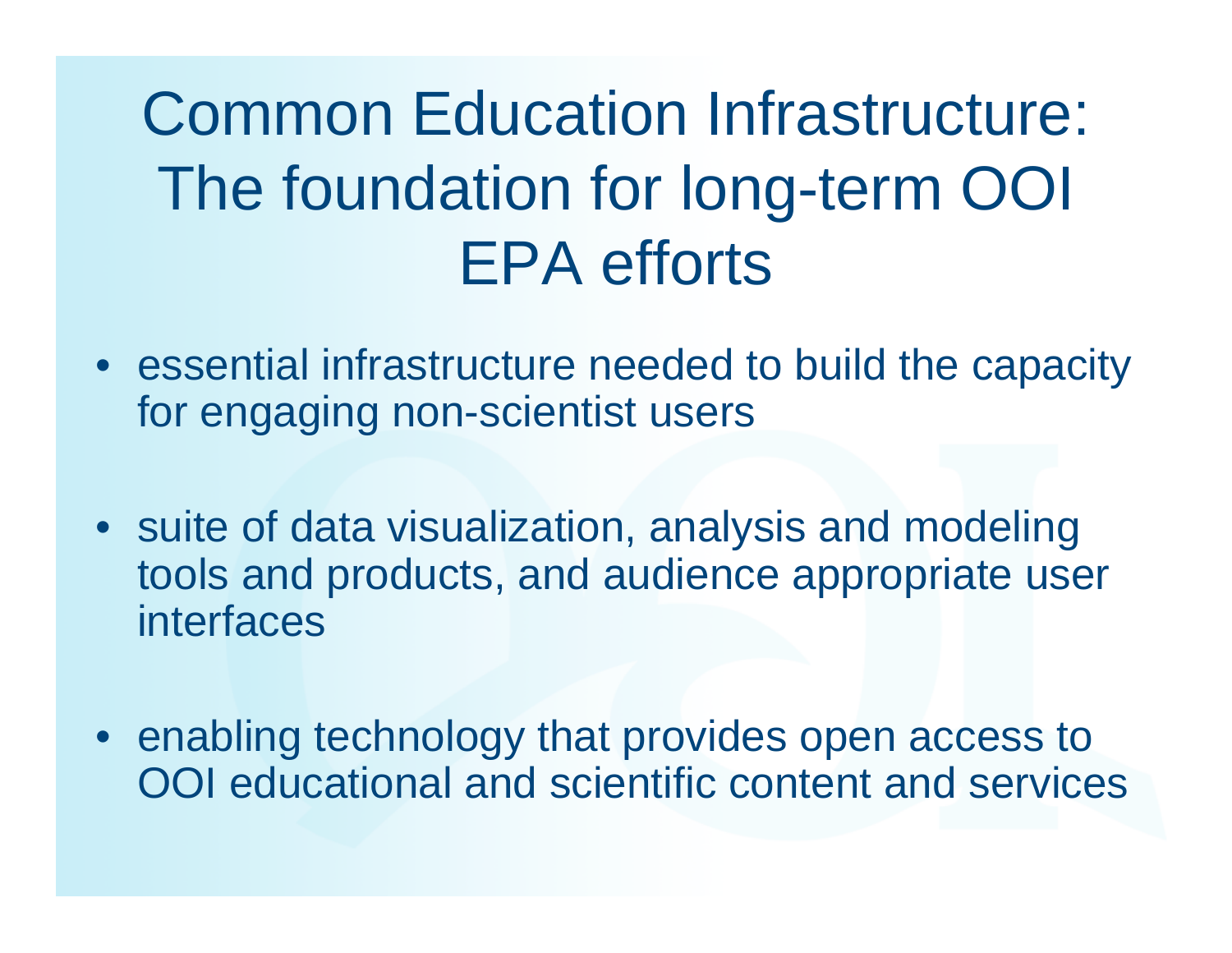# Common Education Infrastructure: The foundation for long-term OOI EPA efforts

- essential infrastructure needed to build the capacity for engaging non-scientist users
- suite of data visualization, analysis and modeling tools and products, and audience appropriate user interfaces
- enabling technology that provides open access to OOI educational and scientific content and services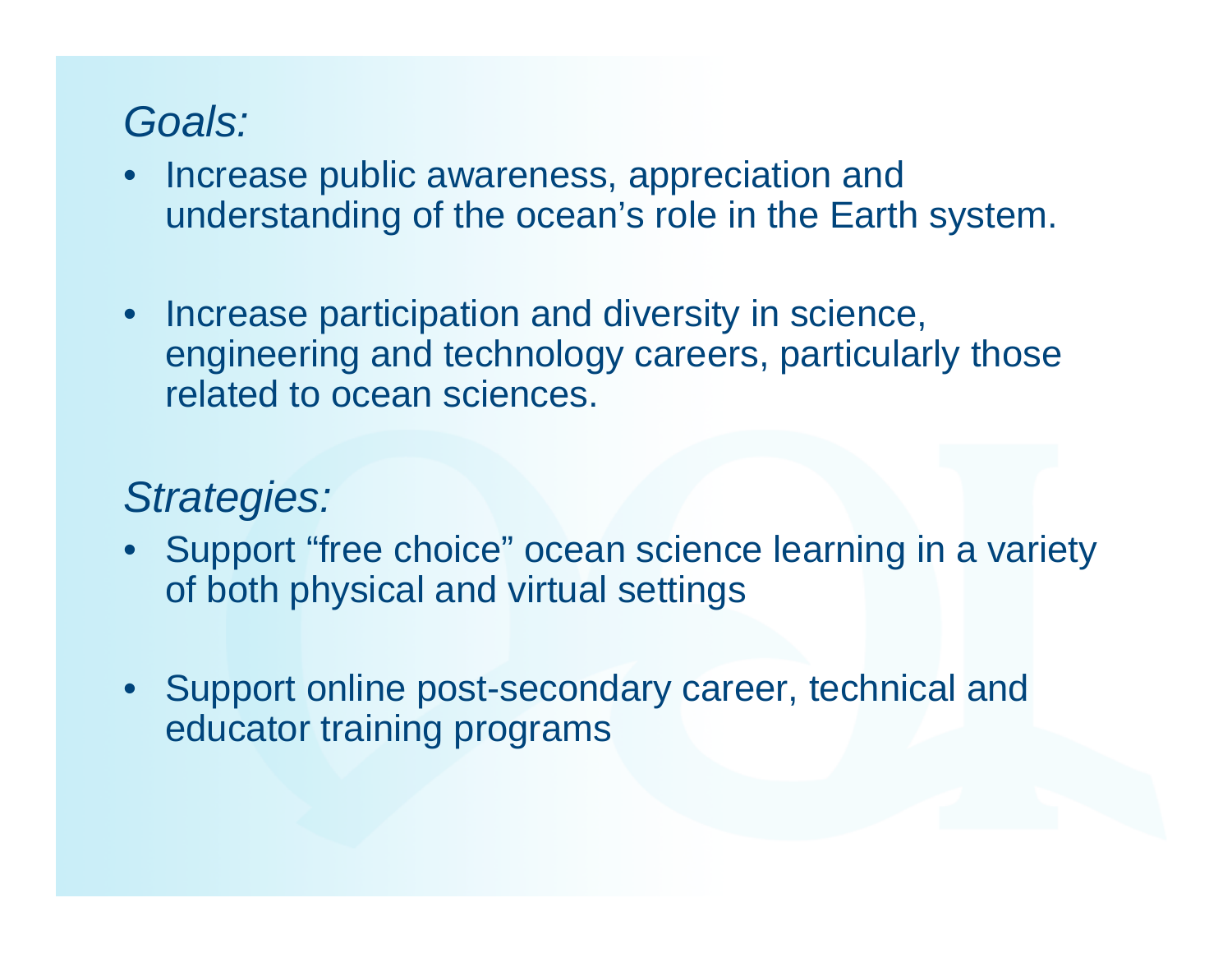*Goals:*

- Increase public awareness, appreciation and understanding of the ocean's role in the Earth system.
- Increase participation and diversity in science, engineering and technology careers, particularly those related to ocean sciences.

*Strategies:*

- Support "free choice" ocean science learning in a variety of both physical and virtual settings
- Support online post-secondary career, technical and educator training programs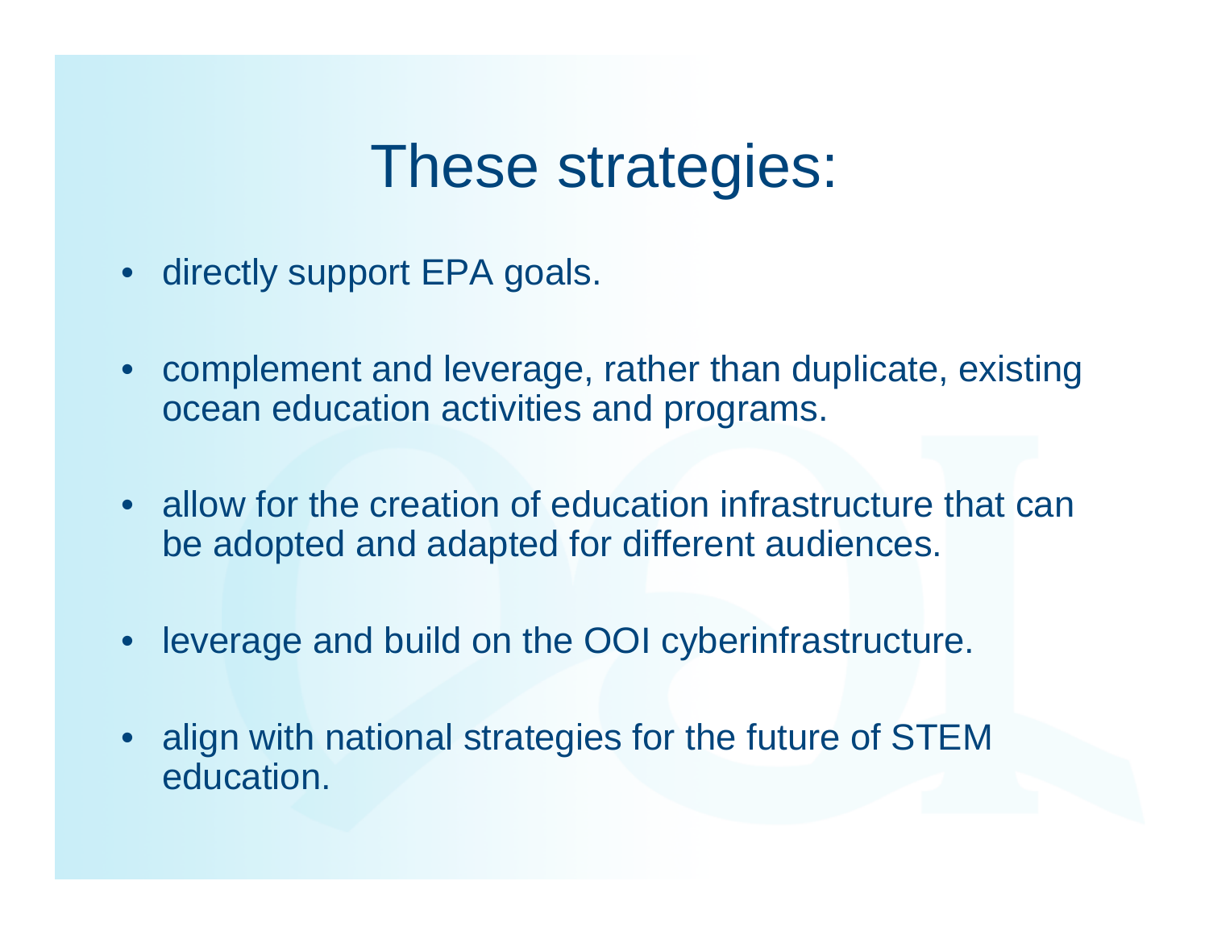# These strategies:

- directly support EPA goals.
- complement and leverage, rather than duplicate, existing ocean education activities and programs.
- allow for the creation of education infrastructure that can be adopted and adapted for different audiences.
- leverage and build on the OOI cyberinfrastructure.
- align with national strategies for the future of STEM education.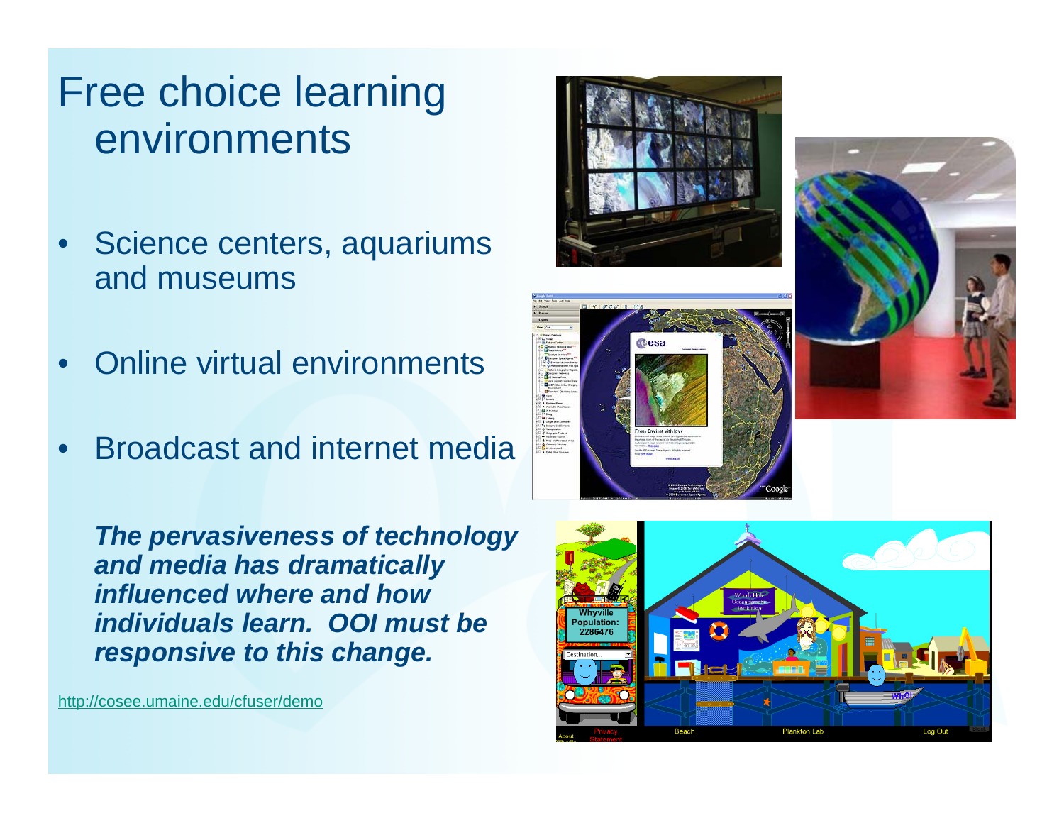# Free choice learning environments

- Science centers, aquariums and museums
- Online virtual environments
- Broadcast and internet media

***The pervasiveness of technology and media has dramatically influenced where and how individuals learn. OOI must be responsive to this change.***

http://cosee.umaine.edu/cfuser/demo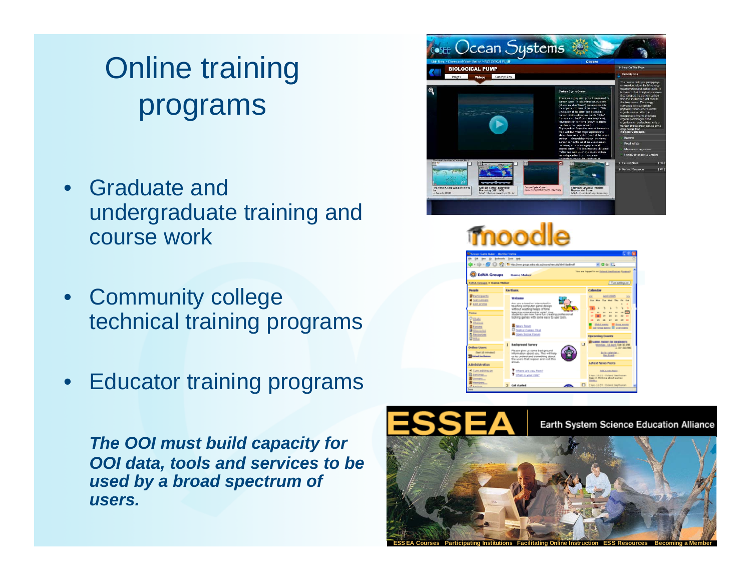# Online training programs

- Graduate and undergraduate training and course work
- Community college technical training programs
- Educator training programs

***The OOI must build capacity for OOI data, tools and services to be used by a broad spectrum of users.***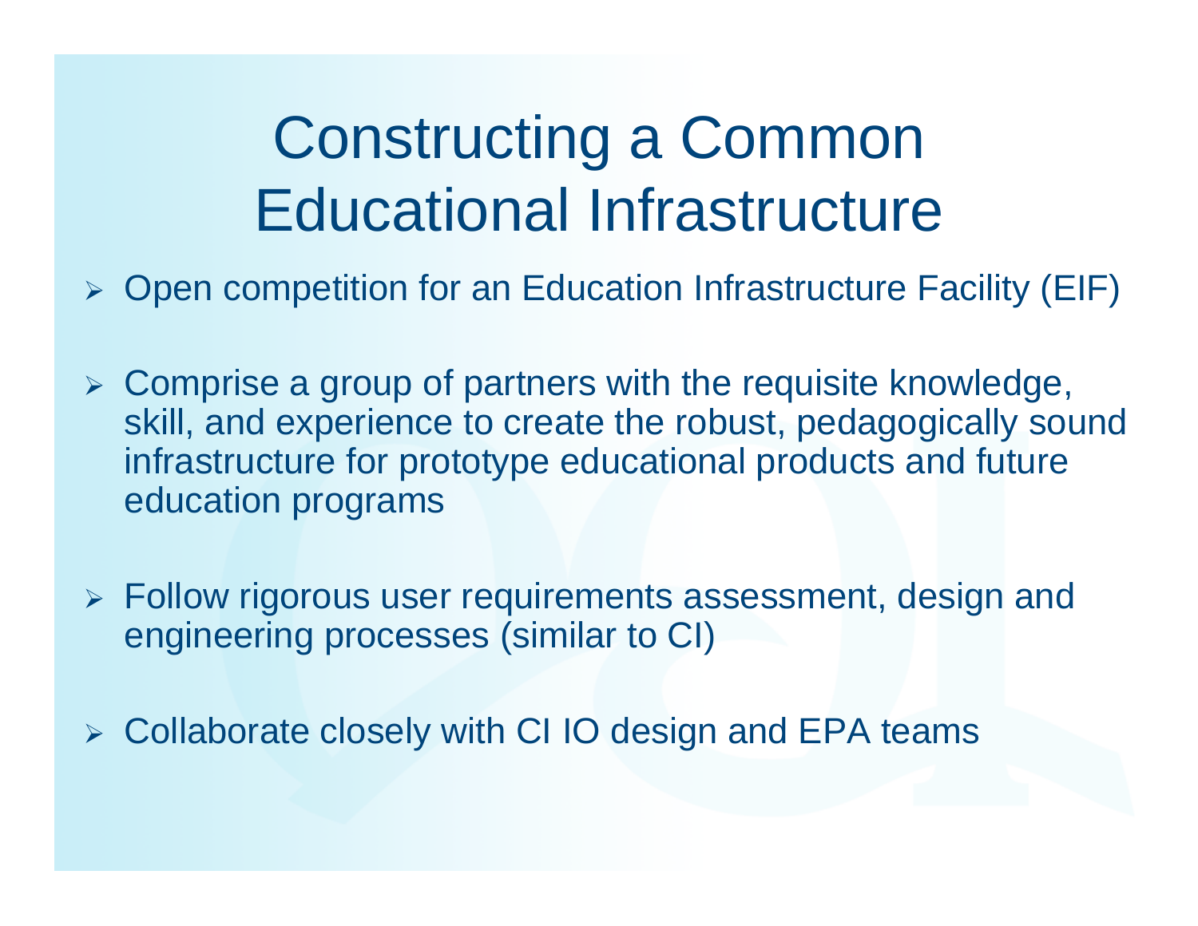# Constructing a Common Educational Infrastructure

- Open competition for an Education Infrastructure Facility (EIF)
- Comprise a group of partners with the requisite knowledge, skill, and experience to create the robust, pedagogically sound infrastructure for prototype educational products and future education programs
- Follow rigorous user requirements assessment, design and engineering processes (similar to CI)
- Collaborate closely with CI IO design and EPA teams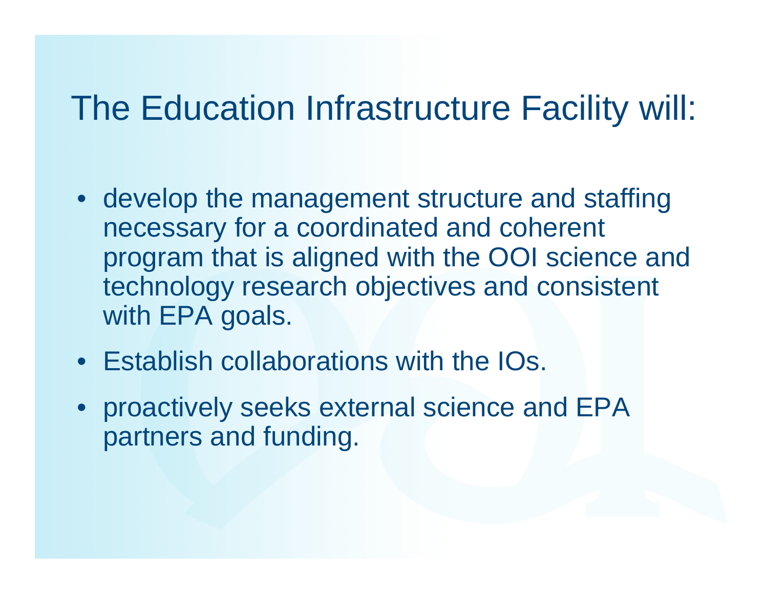# The Education Infrastructure Facility will:

- develop the management structure and staffing necessary for a coordinated and coherent program that is aligned with the OOI science and technology research objectives and consistent with EPA goals.
- Establish collaborations with the IOs.
- proactively seeks external science and EPA partners and funding.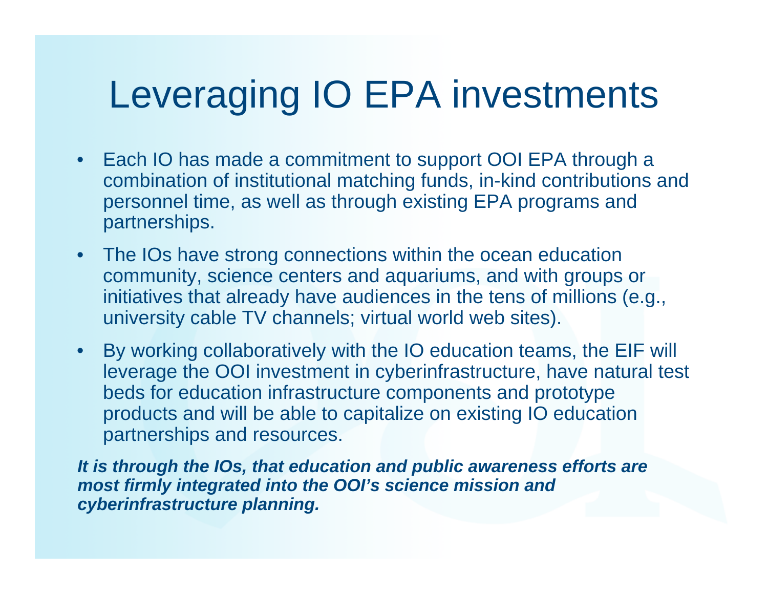# Leveraging IO EPA investments

- Each IO has made a commitment to support OOI EPA through a combination of institutional matching funds, in-kind contributions and personnel time, as well as through existing EPA programs and partnerships.
- The IOs have strong connections within the ocean education community, science centers and aquariums, and with groups or initiatives that already have audiences in the tens of millions (e.g., university cable TV channels; virtual world web sites).
- By working collaboratively with the IO education teams, the EIF will leverage the OOI investment in cyberinfrastructure, have natural test beds for education infrastructure components and prototype products and will be able to capitalize on existing IO education partnerships and resources.

***It is through the IOs, that education and public awareness efforts are most firmly integrated into the OOI's science mission and cyberinfrastructure planning.***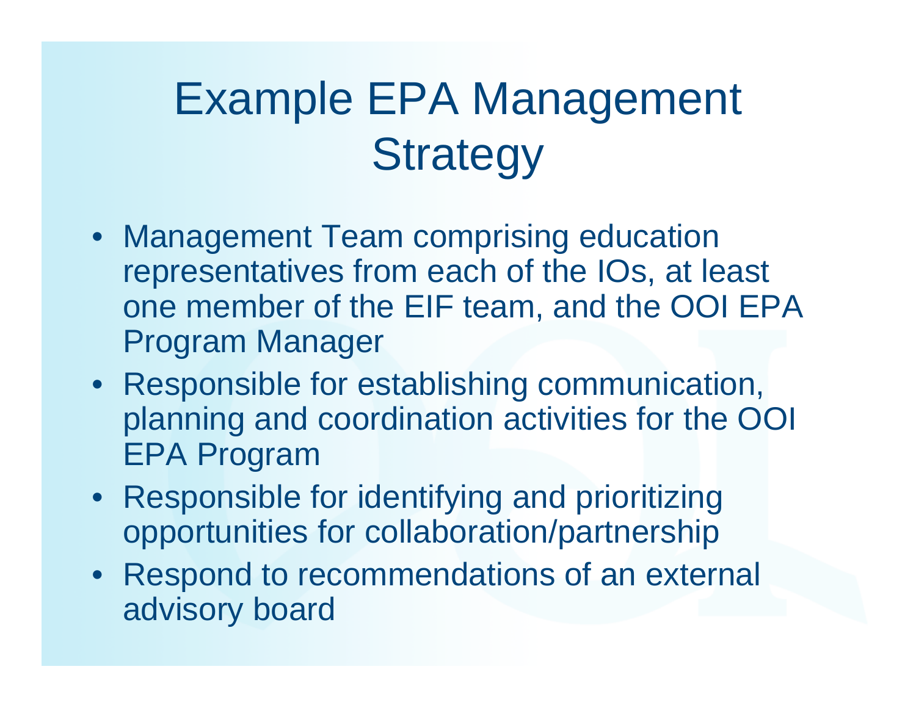# Example EPA Management Strategy

- Management Team comprising education representatives from each of the IOs, at least one member of the EIF team, and the OOI EPA Program Manager
- Responsible for establishing communication, planning and coordination activities for the OOI EPA Program
- Responsible for identifying and prioritizing opportunities for collaboration/partnership
- Respond to recommendations of an external advisory board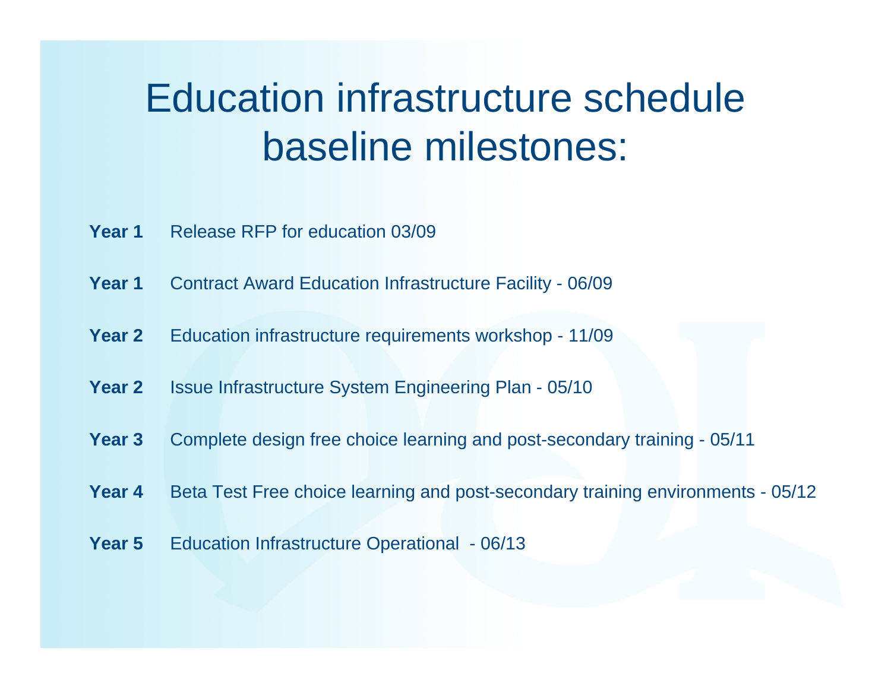# Education infrastructure schedule baseline milestones:

**Year 1** Release RFP for education 03/09

**Year 1** Contract Award Education Infrastructure Facility - 06/09

**Year 2** Education infrastructure requirements workshop - 11/09

**Year 2** Issue Infrastructure System Engineering Plan - 05/10

**Year 3** Complete design free choice learning and post-secondary training - 05/11

**Year 4** Beta Test Free choice learning and post-secondary training environments - 05/12

**Year 5** Education Infrastructure Operational - 06/13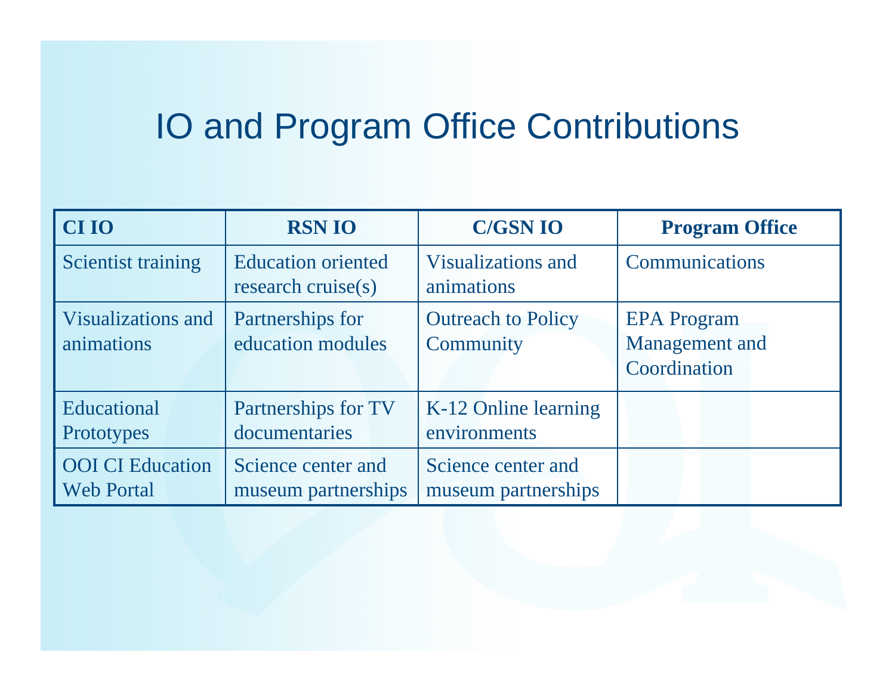# IO and Program Office Contributions

| CI IO | RSN IO | C/GSN IO | Program Office |
|---|---|---|---|
| Scientist training | Education oriented research cruise(s) | Visualizations and animations | Communications |
| Visualizations and animations | Partnerships for education modules | Outreach to Policy Community | EPA Program Management and Coordination |
| Educational Prototypes | Partnerships for TV documentaries | K-12 Online learning environments | |
| OOI CI Education Web Portal | Science center and museum partnerships | Science center and museum partnerships | |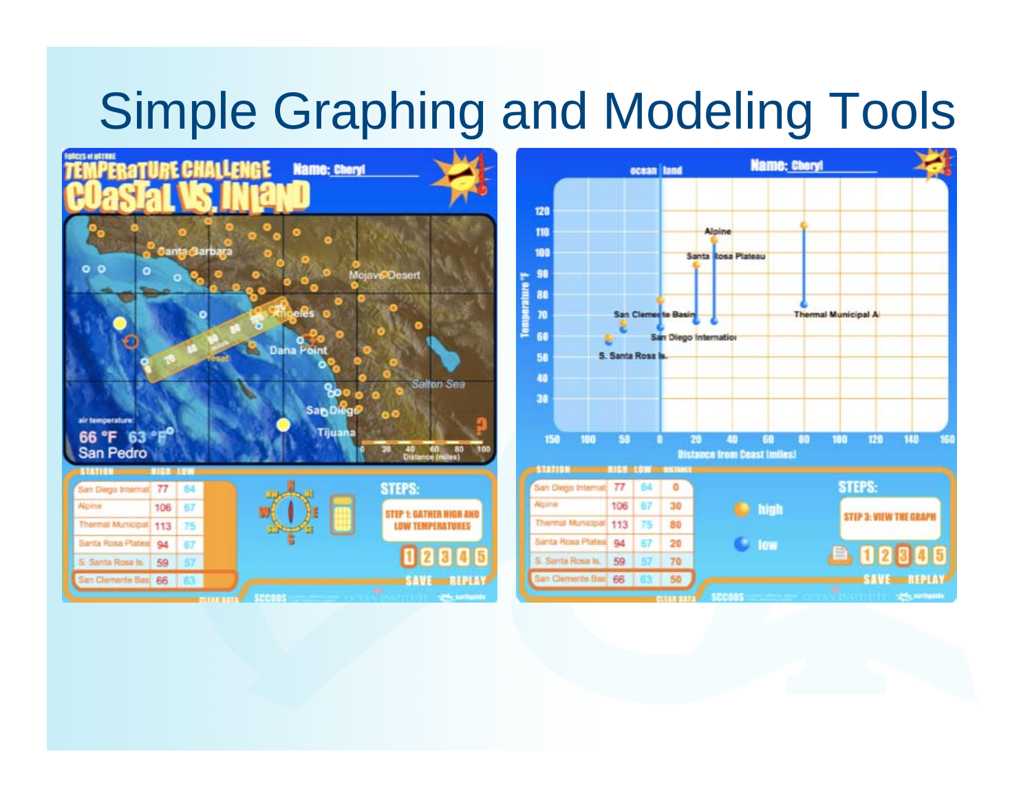# Simple Graphing and Modeling Tools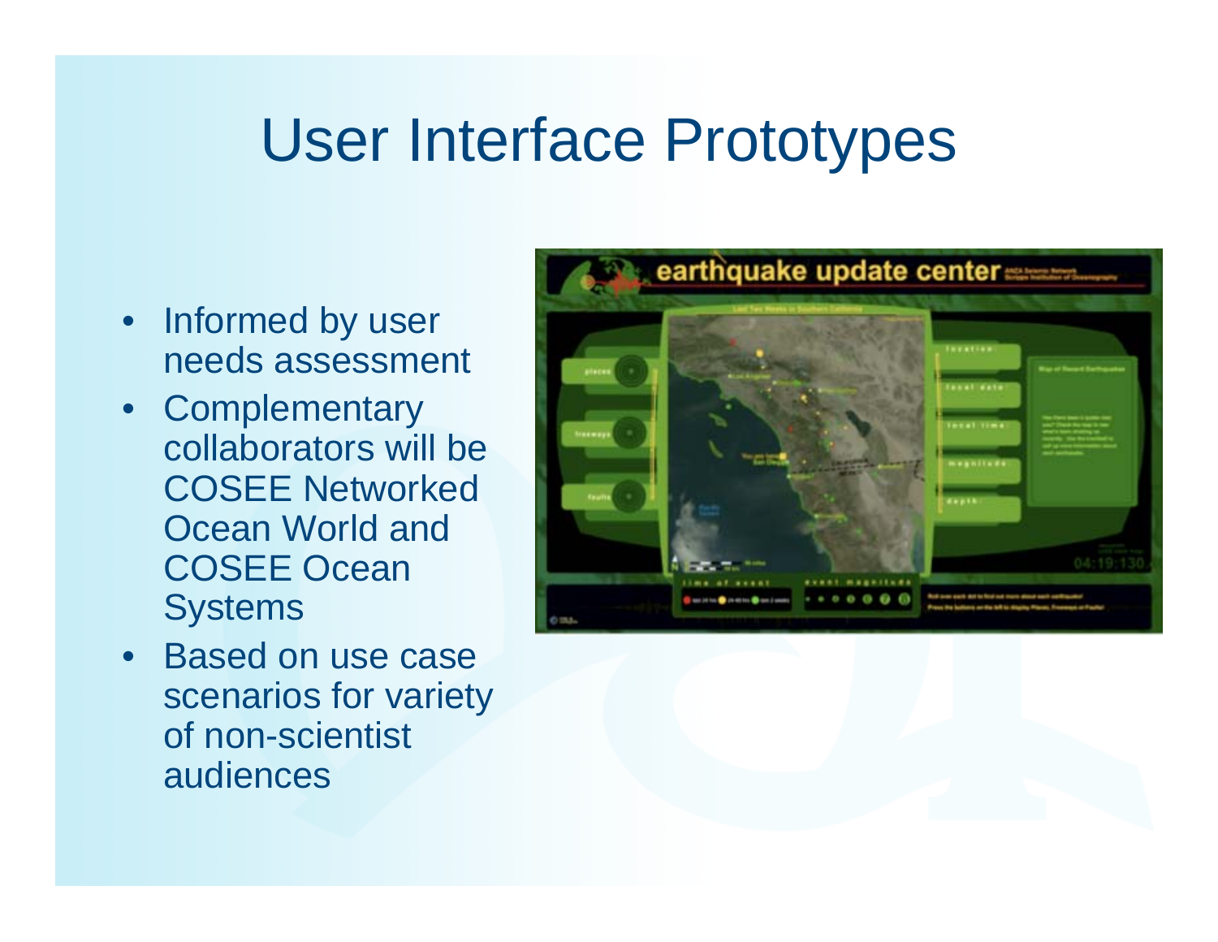# User Interface Prototypes

- Informed by user needs assessment
- Complementary collaborators will be COSEE Networked Ocean World and COSEE Ocean Systems
- Based on use case scenarios for variety of non-scientist audiences